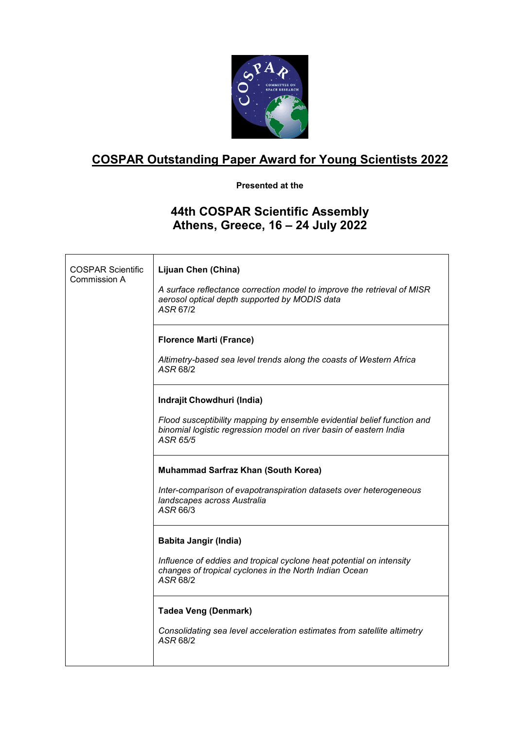# COSPAR Outstanding Paper Award for Young Scientists 2022

**Presented at the**

## 44th COSPAR Scientific Assembly
## Athens, Greece, 16 – 24 July 2022

| | |
|---|---|
| COSPAR Scientific Commission A | **Lijuan Chen (China)**<br><br>*A surface reflectance correction model to improve the retrieval of MISR aerosol optical depth supported by MODIS data*<br>*ASR* 67/2 |
| | **Florence Marti (France)**<br><br>*Altimetry-based sea level trends along the coasts of Western Africa*<br>*ASR* 68/2 |
| | **Indrajit Chowdhuri (India)**<br><br>*Flood susceptibility mapping by ensemble evidential belief function and binomial logistic regression model on river basin of eastern India*<br>*ASR 65/5* |
| | **Muhammad Sarfraz Khan (South Korea)**<br><br>*Inter-comparison of evapotranspiration datasets over heterogeneous landscapes across Australia*<br>*ASR* 66/3 |
| | **Babita Jangir (India)**<br><br>*Influence of eddies and tropical cyclone heat potential on intensity changes of tropical cyclones in the North Indian Ocean*<br>*ASR* 68/2 |
| | **Tadea Veng (Denmark)**<br><br>*Consolidating sea level acceleration estimates from satellite altimetry*<br>*ASR* 68/2 |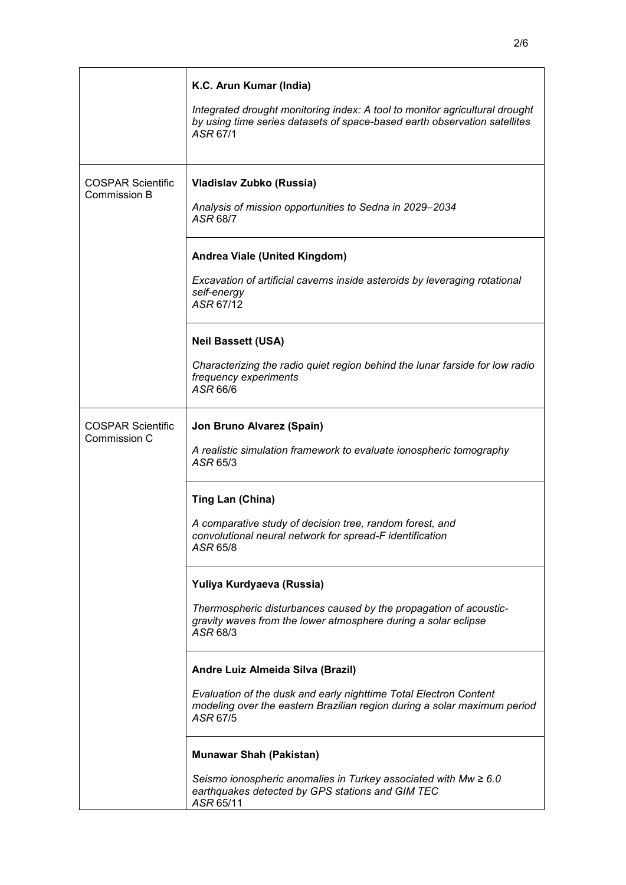| | |
|---|---|
| | **K.C. Arun Kumar (India)**<br><br>*Integrated drought monitoring index: A tool to monitor agricultural drought by using time series datasets of space-based earth observation satellites*<br>*ASR* 67/1 |
| COSPAR Scientific Commission B | **Vladislav Zubko (Russia)**<br><br>*Analysis of mission opportunities to Sedna in 2029–2034*<br>*ASR* 68/7 |
| | **Andrea Viale (United Kingdom)**<br><br>*Excavation of artificial caverns inside asteroids by leveraging rotational self-energy*<br>*ASR* 67/12 |
| | **Neil Bassett (USA)**<br><br>*Characterizing the radio quiet region behind the lunar farside for low radio frequency experiments*<br>*ASR* 66/6 |
| COSPAR Scientific Commission C | **Jon Bruno Alvarez (Spain)**<br><br>*A realistic simulation framework to evaluate ionospheric tomography*<br>*ASR* 65/3 |
| | **Ting Lan (China)**<br><br>*A comparative study of decision tree, random forest, and convolutional neural network for spread-F identification*<br>*ASR* 65/8 |
| | **Yuliya Kurdyaeva (Russia)**<br><br>*Thermospheric disturbances caused by the propagation of acoustic-gravity waves from the lower atmosphere during a solar eclipse*<br>*ASR* 68/3 |
| | **Andre Luiz Almeida Silva (Brazil)**<br><br>*Evaluation of the dusk and early nighttime Total Electron Content modeling over the eastern Brazilian region during a solar maximum period*<br>*ASR* 67/5 |
| | **Munawar Shah (Pakistan)**<br><br>*Seismo ionospheric anomalies in Turkey associated with Mw ≥ 6.0 earthquakes detected by GPS stations and GIM TEC*<br>*ASR* 65/11 |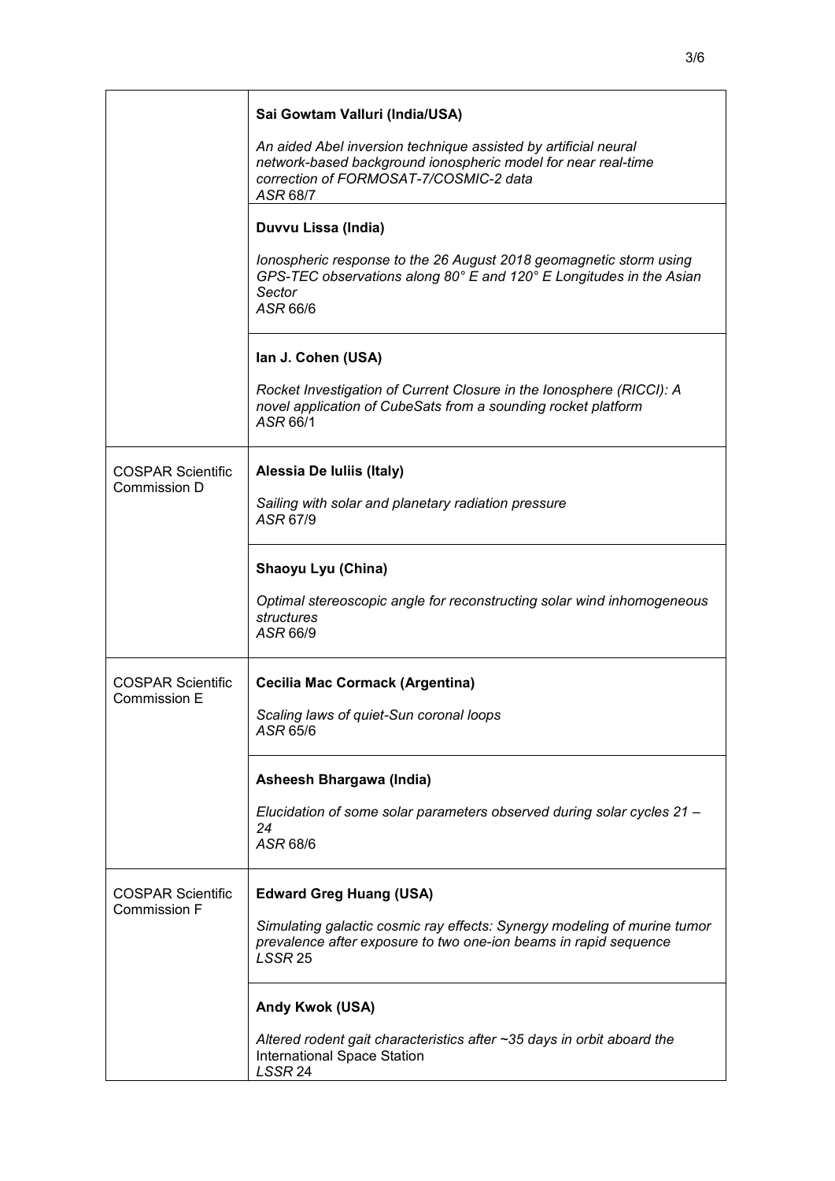| | |
|---|---|
| | **Sai Gowtam Valluri (India/USA)**<br><br>*An aided Abel inversion technique assisted by artificial neural network-based background ionospheric model for near real-time correction of FORMOSAT-7/COSMIC-2 data*<br>*ASR* 68/7 |
| | **Duvvu Lissa (India)**<br><br>*Ionospheric response to the 26 August 2018 geomagnetic storm using GPS-TEC observations along 80° E and 120° E Longitudes in the Asian Sector*<br>*ASR* 66/6 |
| | **Ian J. Cohen (USA)**<br><br>*Rocket Investigation of Current Closure in the Ionosphere (RICCI): A novel application of CubeSats from a sounding rocket platform*<br>*ASR* 66/1 |
| COSPAR Scientific Commission D | **Alessia De Iuliis (Italy)**<br><br>*Sailing with solar and planetary radiation pressure*<br>*ASR* 67/9 |
| | **Shaoyu Lyu (China)**<br><br>*Optimal stereoscopic angle for reconstructing solar wind inhomogeneous structures*<br>*ASR* 66/9 |
| COSPAR Scientific Commission E | **Cecilia Mac Cormack (Argentina)**<br><br>*Scaling laws of quiet-Sun coronal loops*<br>*ASR* 65/6 |
| | **Asheesh Bhargawa (India)**<br><br>*Elucidation of some solar parameters observed during solar cycles 21 – 24*<br>*ASR* 68/6 |
| COSPAR Scientific Commission F | **Edward Greg Huang (USA)**<br><br>*Simulating galactic cosmic ray effects: Synergy modeling of murine tumor prevalence after exposure to two one-ion beams in rapid sequence*<br>*LSSR* 25 |
| | **Andy Kwok (USA)**<br><br>*Altered rodent gait characteristics after ~35 days in orbit aboard the* International Space Station<br>*LSSR* 24 |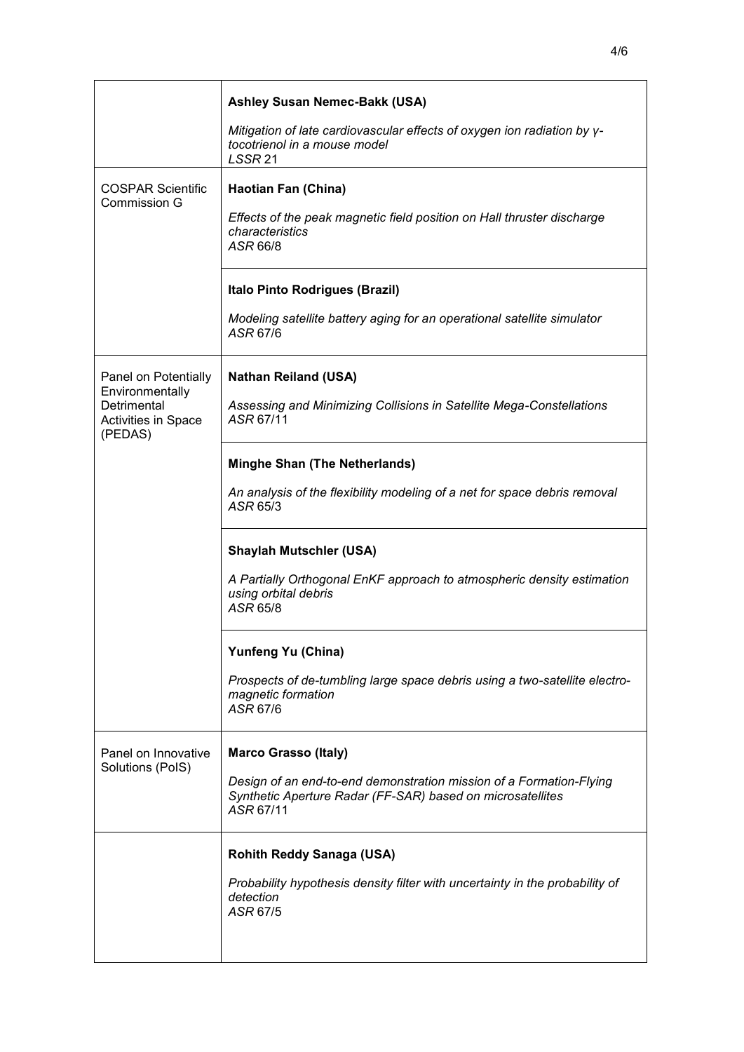| | |
|---|---|
| | **Ashley Susan Nemec-Bakk (USA)**<br><br>*Mitigation of late cardiovascular effects of oxygen ion radiation by γ-tocotrienol in a mouse model*<br>*LSSR* 21 |
| COSPAR Scientific Commission G | **Haotian Fan (China)**<br><br>*Effects of the peak magnetic field position on Hall thruster discharge characteristics*<br>*ASR* 66/8 |
| | **Italo Pinto Rodrigues (Brazil)**<br><br>*Modeling satellite battery aging for an operational satellite simulator*<br>*ASR* 67/6 |
| Panel on Potentially Environmentally Detrimental Activities in Space (PEDAS) | **Nathan Reiland (USA)**<br><br>*Assessing and Minimizing Collisions in Satellite Mega-Constellations*<br>*ASR* 67/11 |
| | **Minghe Shan (The Netherlands)**<br><br>*An analysis of the flexibility modeling of a net for space debris removal*<br>*ASR* 65/3 |
| | **Shaylah Mutschler (USA)**<br><br>*A Partially Orthogonal EnKF approach to atmospheric density estimation using orbital debris*<br>*ASR* 65/8 |
| | **Yunfeng Yu (China)**<br><br>*Prospects of de-tumbling large space debris using a two-satellite electro-magnetic formation*<br>*ASR* 67/6 |
| Panel on Innovative Solutions (PoIS) | **Marco Grasso (Italy)**<br><br>*Design of an end-to-end demonstration mission of a Formation-Flying Synthetic Aperture Radar (FF-SAR) based on microsatellites*<br>*ASR* 67/11 |
| | **Rohith Reddy Sanaga (USA)**<br><br>*Probability hypothesis density filter with uncertainty in the probability of detection*<br>*ASR* 67/5 |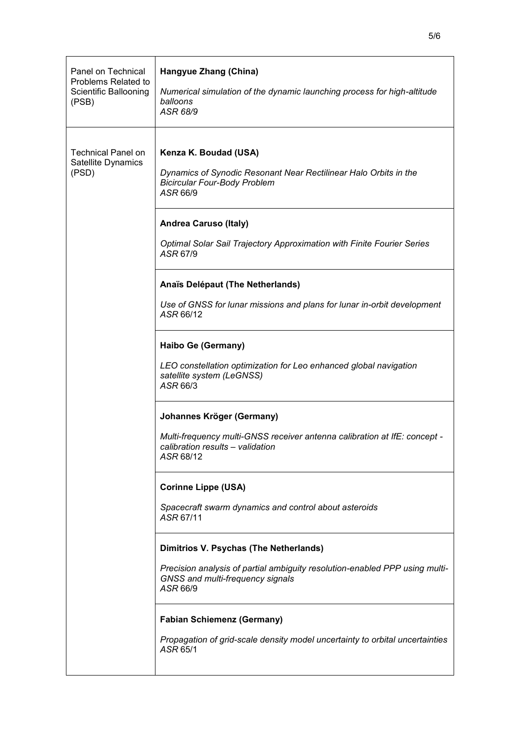| | |
|---|---|
| Panel on Technical Problems Related to Scientific Ballooning (PSB) | **Hangyue Zhang (China)**<br><br>*Numerical simulation of the dynamic launching process for high-altitude balloons*<br>*ASR 68/9* |
| Technical Panel on Satellite Dynamics (PSD) | **Kenza K. Boudad (USA)**<br><br>*Dynamics of Synodic Resonant Near Rectilinear Halo Orbits in the Bicircular Four-Body Problem*<br>*ASR* 66/9 |
| | **Andrea Caruso (Italy)**<br><br>*Optimal Solar Sail Trajectory Approximation with Finite Fourier Series*<br>*ASR* 67/9 |
| | **Anaïs Delépaut (The Netherlands)**<br><br>*Use of GNSS for lunar missions and plans for lunar in-orbit development*<br>*ASR* 66/12 |
| | **Haibo Ge (Germany)**<br><br>*LEO constellation optimization for Leo enhanced global navigation satellite system (LeGNSS)*<br>*ASR* 66/3 |
| | **Johannes Kröger (Germany)**<br><br>*Multi-frequency multi-GNSS receiver antenna calibration at IfE: concept - calibration results – validation*<br>*ASR* 68/12 |
| | **Corinne Lippe (USA)**<br><br>*Spacecraft swarm dynamics and control about asteroids*<br>*ASR* 67/11 |
| | **Dimitrios V. Psychas (The Netherlands)**<br><br>*Precision analysis of partial ambiguity resolution-enabled PPP using multi-GNSS and multi-frequency signals*<br>*ASR* 66/9 |
| | **Fabian Schiemenz (Germany)**<br><br>*Propagation of grid-scale density model uncertainty to orbital uncertainties*<br>*ASR* 65/1 |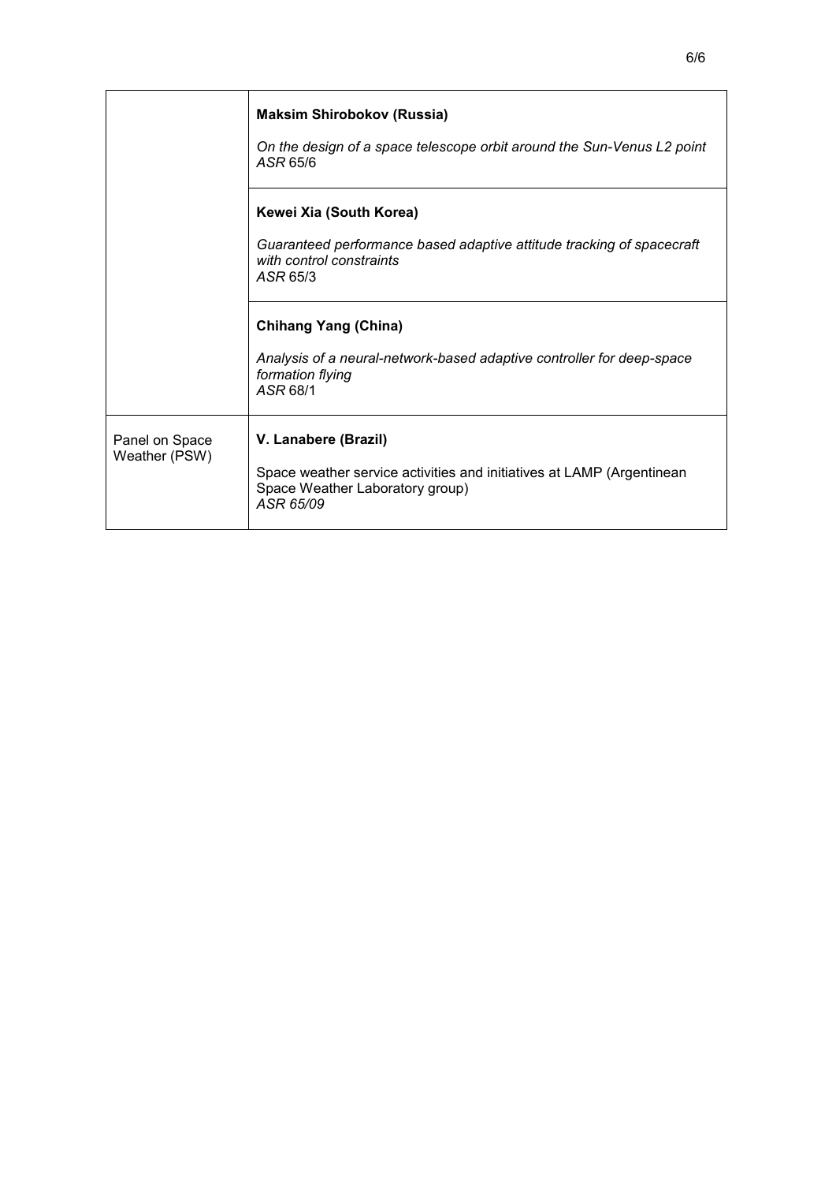| | |
|---|---|
| | **Maksim Shirobokov (Russia)**<br><br>*On the design of a space telescope orbit around the Sun-Venus L2 point ASR* 65/6 |
| | **Kewei Xia (South Korea)**<br><br>*Guaranteed performance based adaptive attitude tracking of spacecraft with control constraints*<br>*ASR* 65/3 |
| | **Chihang Yang (China)**<br><br>*Analysis of a neural-network-based adaptive controller for deep-space formation flying*<br>*ASR* 68/1 |
| Panel on Space Weather (PSW) | **V. Lanabere (Brazil)**<br><br>Space weather service activities and initiatives at LAMP (Argentinean Space Weather Laboratory group)<br>*ASR 65/09* |